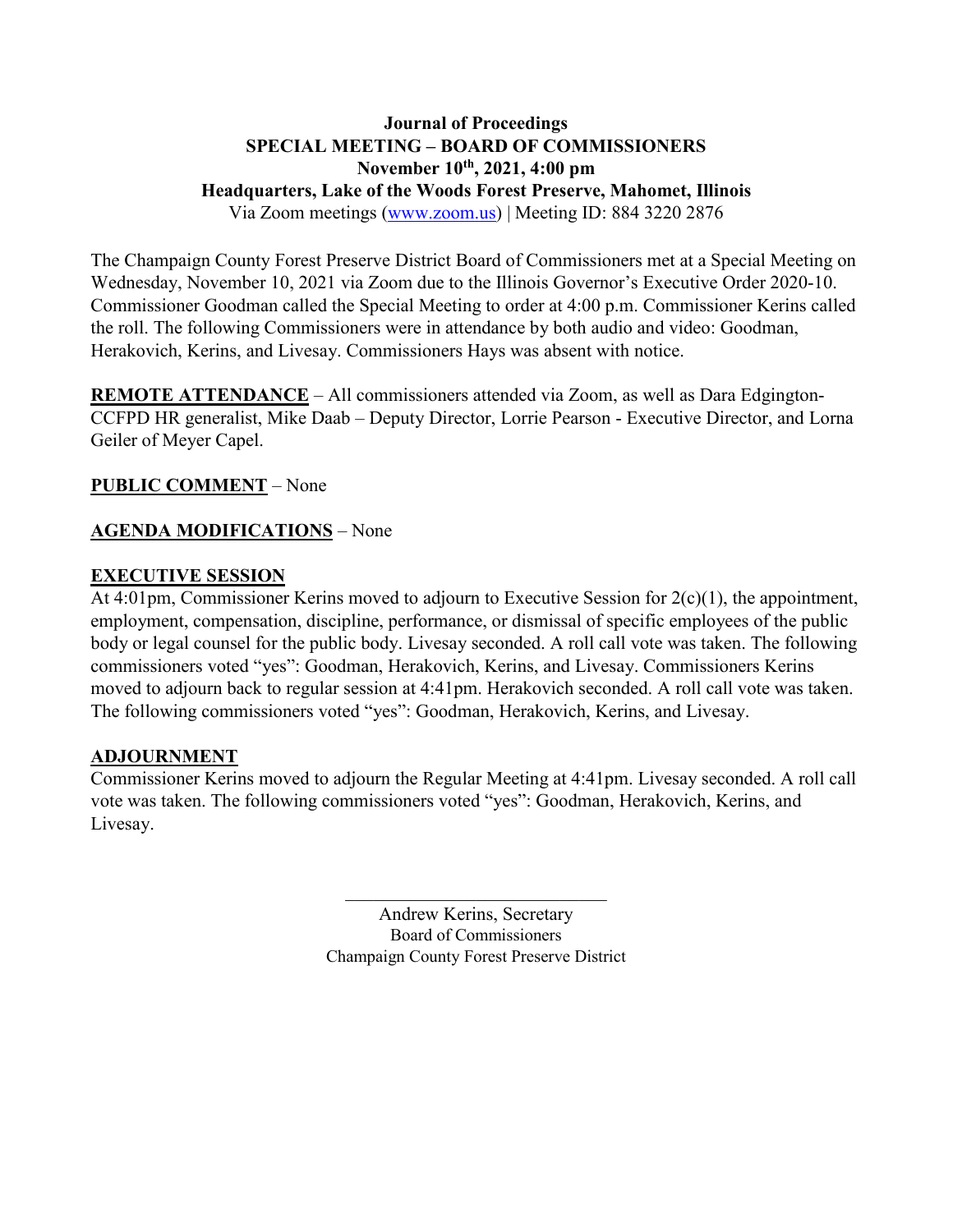**Journal of Proceedings**
**SPECIAL MEETING – BOARD OF COMMISSIONERS**
**November 10th, 2021, 4:00 pm**
**Headquarters, Lake of the Woods Forest Preserve, Mahomet, Illinois**
Via Zoom meetings (www.zoom.us) | Meeting ID: 884 3220 2876

The Champaign County Forest Preserve District Board of Commissioners met at a Special Meeting on Wednesday, November 10, 2021 via Zoom due to the Illinois Governor's Executive Order 2020-10. Commissioner Goodman called the Special Meeting to order at 4:00 p.m. Commissioner Kerins called the roll. The following Commissioners were in attendance by both audio and video: Goodman, Herakovich, Kerins, and Livesay. Commissioners Hays was absent with notice.

**REMOTE ATTENDANCE** – All commissioners attended via Zoom, as well as Dara Edgington-CCFPD HR generalist, Mike Daab – Deputy Director, Lorrie Pearson - Executive Director, and Lorna Geiler of Meyer Capel.

**PUBLIC COMMENT** – None

**AGENDA MODIFICATIONS** – None

**EXECUTIVE SESSION**

At 4:01pm, Commissioner Kerins moved to adjourn to Executive Session for 2(c)(1), the appointment, employment, compensation, discipline, performance, or dismissal of specific employees of the public body or legal counsel for the public body. Livesay seconded. A roll call vote was taken. The following commissioners voted "yes": Goodman, Herakovich, Kerins, and Livesay. Commissioners Kerins moved to adjourn back to regular session at 4:41pm. Herakovich seconded. A roll call vote was taken. The following commissioners voted "yes": Goodman, Herakovich, Kerins, and Livesay.

**ADJOURNMENT**

Commissioner Kerins moved to adjourn the Regular Meeting at 4:41pm. Livesay seconded. A roll call vote was taken. The following commissioners voted "yes": Goodman, Herakovich, Kerins, and Livesay.

\_\_\_\_\_\_\_\_\_\_\_\_\_\_\_\_\_\_\_\_\_\_\_\_\_\_\_\_\_\_

Andrew Kerins, Secretary
Board of Commissioners
Champaign County Forest Preserve District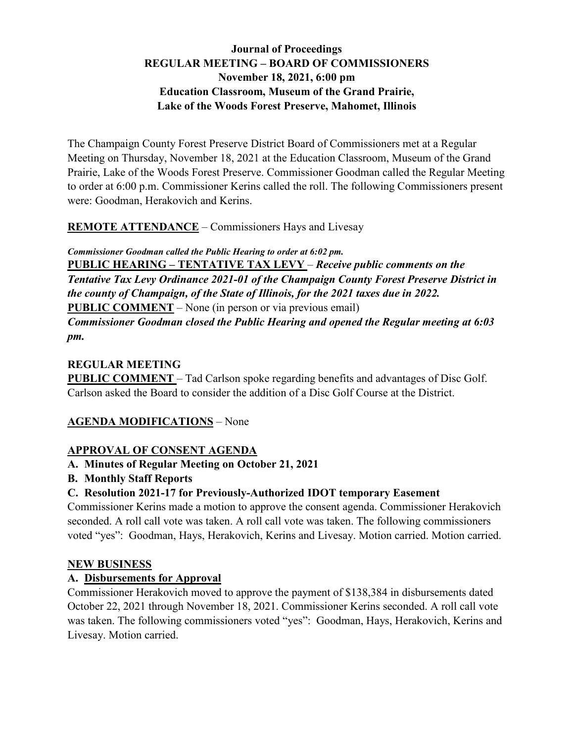**Journal of Proceedings**
**REGULAR MEETING – BOARD OF COMMISSIONERS**
**November 18, 2021, 6:00 pm**
**Education Classroom, Museum of the Grand Prairie,**
**Lake of the Woods Forest Preserve, Mahomet, Illinois**

The Champaign County Forest Preserve District Board of Commissioners met at a Regular Meeting on Thursday, November 18, 2021 at the Education Classroom, Museum of the Grand Prairie, Lake of the Woods Forest Preserve. Commissioner Goodman called the Regular Meeting to order at 6:00 p.m. Commissioner Kerins called the roll. The following Commissioners present were: Goodman, Herakovich and Kerins.

**REMOTE ATTENDANCE** – Commissioners Hays and Livesay

***Commissioner Goodman called the Public Hearing to order at 6:02 pm.***

**PUBLIC HEARING – TENTATIVE TAX LEVY** – ***Receive public comments on the Tentative Tax Levy Ordinance 2021-01 of the Champaign County Forest Preserve District in the county of Champaign, of the State of Illinois, for the 2021 taxes due in 2022.***

**PUBLIC COMMENT** – None (in person or via previous email)

***Commissioner Goodman closed the Public Hearing and opened the Regular meeting at 6:03 pm.***

**REGULAR MEETING**

**PUBLIC COMMENT** – Tad Carlson spoke regarding benefits and advantages of Disc Golf. Carlson asked the Board to consider the addition of a Disc Golf Course at the District.

**AGENDA MODIFICATIONS** – None

**APPROVAL OF CONSENT AGENDA**

**A. Minutes of Regular Meeting on October 21, 2021**
**B. Monthly Staff Reports**
**C. Resolution 2021-17 for Previously-Authorized IDOT temporary Easement**

Commissioner Kerins made a motion to approve the consent agenda. Commissioner Herakovich seconded. A roll call vote was taken. A roll call vote was taken. The following commissioners voted "yes": Goodman, Hays, Herakovich, Kerins and Livesay. Motion carried. Motion carried.

**NEW BUSINESS**

**A. Disbursements for Approval**

Commissioner Herakovich moved to approve the payment of $138,384 in disbursements dated October 22, 2021 through November 18, 2021. Commissioner Kerins seconded. A roll call vote was taken. The following commissioners voted "yes": Goodman, Hays, Herakovich, Kerins and Livesay. Motion carried.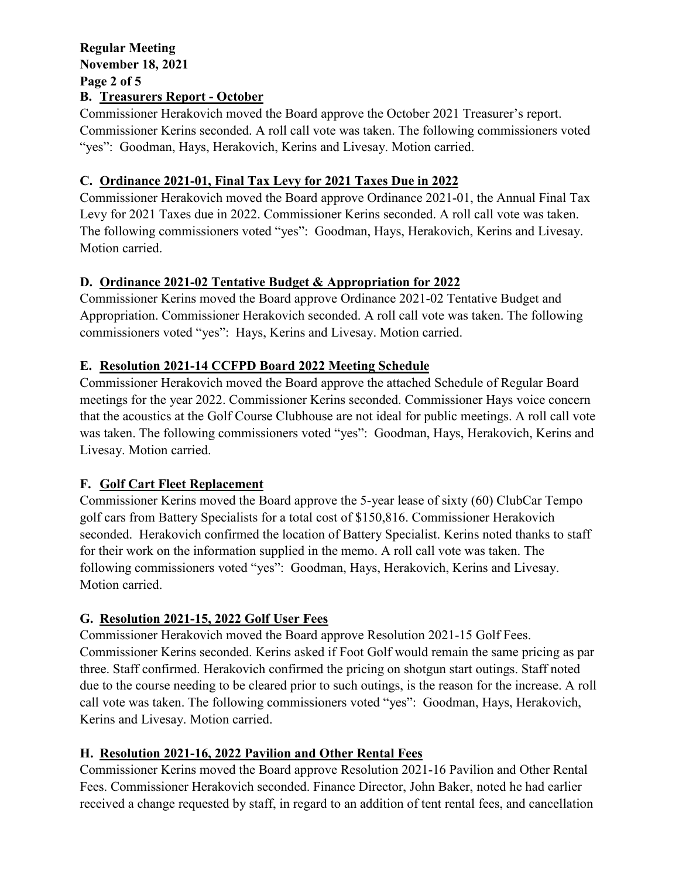## B. Treasurers Report - October

Commissioner Herakovich moved the Board approve the October 2021 Treasurer's report. Commissioner Kerins seconded. A roll call vote was taken. The following commissioners voted "yes": Goodman, Hays, Herakovich, Kerins and Livesay. Motion carried.

## C. Ordinance 2021-01, Final Tax Levy for 2021 Taxes Due in 2022

Commissioner Herakovich moved the Board approve Ordinance 2021-01, the Annual Final Tax Levy for 2021 Taxes due in 2022. Commissioner Kerins seconded. A roll call vote was taken. The following commissioners voted "yes": Goodman, Hays, Herakovich, Kerins and Livesay. Motion carried.

## D. Ordinance 2021-02 Tentative Budget & Appropriation for 2022

Commissioner Kerins moved the Board approve Ordinance 2021-02 Tentative Budget and Appropriation. Commissioner Herakovich seconded. A roll call vote was taken. The following commissioners voted "yes": Hays, Kerins and Livesay. Motion carried.

## E. Resolution 2021-14 CCFPD Board 2022 Meeting Schedule

Commissioner Herakovich moved the Board approve the attached Schedule of Regular Board meetings for the year 2022. Commissioner Kerins seconded. Commissioner Hays voice concern that the acoustics at the Golf Course Clubhouse are not ideal for public meetings. A roll call vote was taken. The following commissioners voted "yes": Goodman, Hays, Herakovich, Kerins and Livesay. Motion carried.

## F. Golf Cart Fleet Replacement

Commissioner Kerins moved the Board approve the 5-year lease of sixty (60) ClubCar Tempo golf cars from Battery Specialists for a total cost of $150,816. Commissioner Herakovich seconded. Herakovich confirmed the location of Battery Specialist. Kerins noted thanks to staff for their work on the information supplied in the memo. A roll call vote was taken. The following commissioners voted "yes": Goodman, Hays, Herakovich, Kerins and Livesay. Motion carried.

## G. Resolution 2021-15, 2022 Golf User Fees

Commissioner Herakovich moved the Board approve Resolution 2021-15 Golf Fees. Commissioner Kerins seconded. Kerins asked if Foot Golf would remain the same pricing as par three. Staff confirmed. Herakovich confirmed the pricing on shotgun start outings. Staff noted due to the course needing to be cleared prior to such outings, is the reason for the increase. A roll call vote was taken. The following commissioners voted "yes": Goodman, Hays, Herakovich, Kerins and Livesay. Motion carried.

## H. Resolution 2021-16, 2022 Pavilion and Other Rental Fees

Commissioner Kerins moved the Board approve Resolution 2021-16 Pavilion and Other Rental Fees. Commissioner Herakovich seconded. Finance Director, John Baker, noted he had earlier received a change requested by staff, in regard to an addition of tent rental fees, and cancellation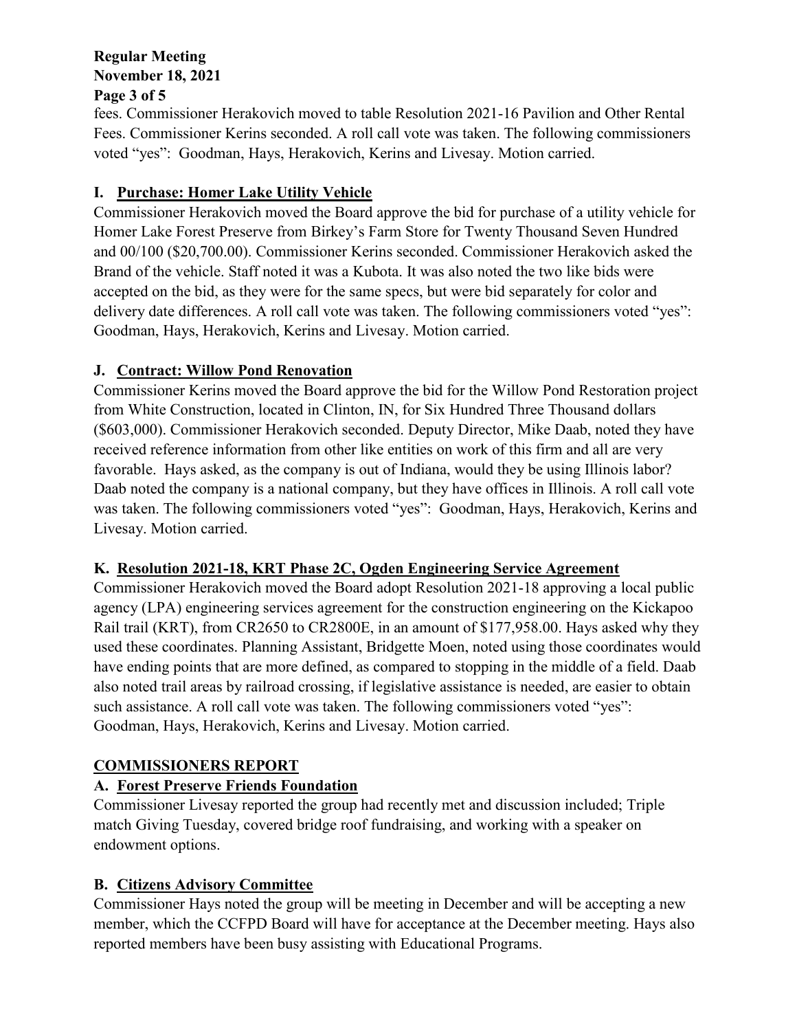fees. Commissioner Herakovich moved to table Resolution 2021-16 Pavilion and Other Rental Fees. Commissioner Kerins seconded. A roll call vote was taken. The following commissioners voted "yes": Goodman, Hays, Herakovich, Kerins and Livesay. Motion carried.

## I. Purchase: Homer Lake Utility Vehicle

Commissioner Herakovich moved the Board approve the bid for purchase of a utility vehicle for Homer Lake Forest Preserve from Birkey's Farm Store for Twenty Thousand Seven Hundred and 00/100 ($20,700.00). Commissioner Kerins seconded. Commissioner Herakovich asked the Brand of the vehicle. Staff noted it was a Kubota. It was also noted the two like bids were accepted on the bid, as they were for the same specs, but were bid separately for color and delivery date differences. A roll call vote was taken. The following commissioners voted "yes": Goodman, Hays, Herakovich, Kerins and Livesay. Motion carried.

## J. Contract: Willow Pond Renovation

Commissioner Kerins moved the Board approve the bid for the Willow Pond Restoration project from White Construction, located in Clinton, IN, for Six Hundred Three Thousand dollars ($603,000). Commissioner Herakovich seconded. Deputy Director, Mike Daab, noted they have received reference information from other like entities on work of this firm and all are very favorable. Hays asked, as the company is out of Indiana, would they be using Illinois labor? Daab noted the company is a national company, but they have offices in Illinois. A roll call vote was taken. The following commissioners voted "yes": Goodman, Hays, Herakovich, Kerins and Livesay. Motion carried.

## K. Resolution 2021-18, KRT Phase 2C, Ogden Engineering Service Agreement

Commissioner Herakovich moved the Board adopt Resolution 2021-18 approving a local public agency (LPA) engineering services agreement for the construction engineering on the Kickapoo Rail trail (KRT), from CR2650 to CR2800E, in an amount of $177,958.00. Hays asked why they used these coordinates. Planning Assistant, Bridgette Moen, noted using those coordinates would have ending points that are more defined, as compared to stopping in the middle of a field. Daab also noted trail areas by railroad crossing, if legislative assistance is needed, are easier to obtain such assistance. A roll call vote was taken. The following commissioners voted "yes": Goodman, Hays, Herakovich, Kerins and Livesay. Motion carried.

# COMMISSIONERS REPORT

## A. Forest Preserve Friends Foundation

Commissioner Livesay reported the group had recently met and discussion included; Triple match Giving Tuesday, covered bridge roof fundraising, and working with a speaker on endowment options.

## B. Citizens Advisory Committee

Commissioner Hays noted the group will be meeting in December and will be accepting a new member, which the CCFPD Board will have for acceptance at the December meeting. Hays also reported members have been busy assisting with Educational Programs.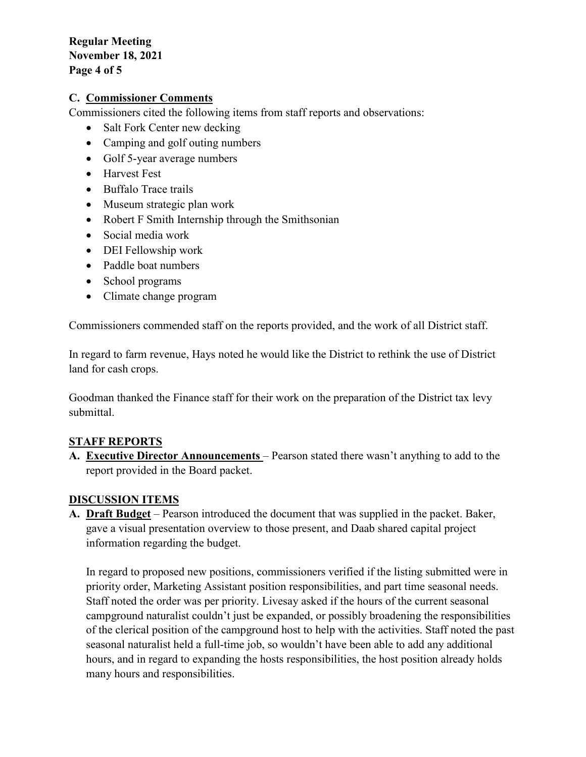### C. Commissioner Comments

Commissioners cited the following items from staff reports and observations:

- Salt Fork Center new decking
- Camping and golf outing numbers
- Golf 5-year average numbers
- Harvest Fest
- Buffalo Trace trails
- Museum strategic plan work
- Robert F Smith Internship through the Smithsonian
- Social media work
- DEI Fellowship work
- Paddle boat numbers
- School programs
- Climate change program

Commissioners commended staff on the reports provided, and the work of all District staff.

In regard to farm revenue, Hays noted he would like the District to rethink the use of District land for cash crops.

Goodman thanked the Finance staff for their work on the preparation of the District tax levy submittal.

## STAFF REPORTS

**A. Executive Director Announcements** – Pearson stated there wasn't anything to add to the report provided in the Board packet.

## DISCUSSION ITEMS

**A. Draft Budget** – Pearson introduced the document that was supplied in the packet. Baker, gave a visual presentation overview to those present, and Daab shared capital project information regarding the budget.

In regard to proposed new positions, commissioners verified if the listing submitted were in priority order, Marketing Assistant position responsibilities, and part time seasonal needs. Staff noted the order was per priority. Livesay asked if the hours of the current seasonal campground naturalist couldn't just be expanded, or possibly broadening the responsibilities of the clerical position of the campground host to help with the activities. Staff noted the past seasonal naturalist held a full-time job, so wouldn't have been able to add any additional hours, and in regard to expanding the hosts responsibilities, the host position already holds many hours and responsibilities.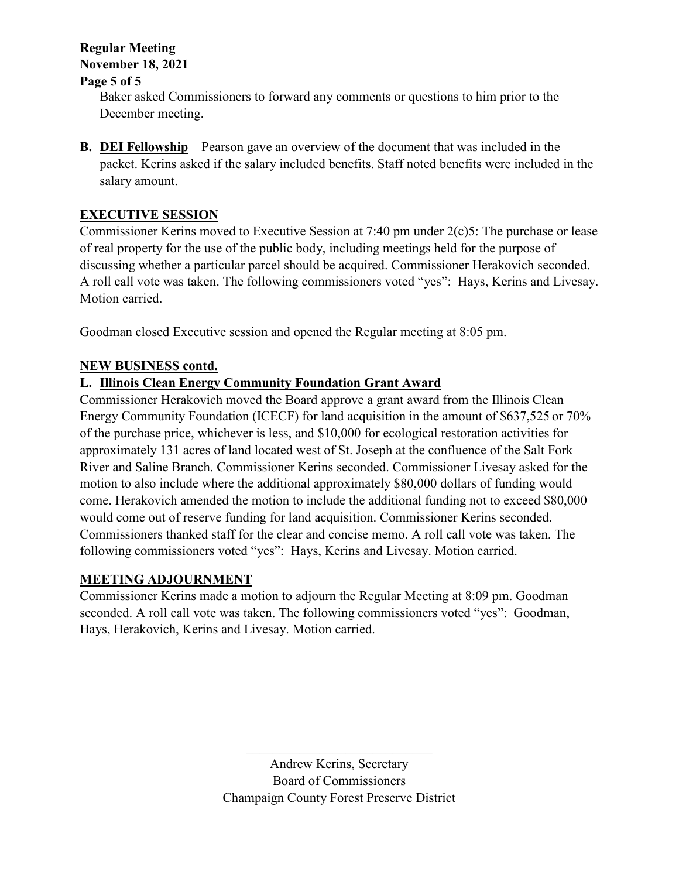Baker asked Commissioners to forward any comments or questions to him prior to the December meeting.

**B. DEI Fellowship** – Pearson gave an overview of the document that was included in the packet. Kerins asked if the salary included benefits. Staff noted benefits were included in the salary amount.

## EXECUTIVE SESSION

Commissioner Kerins moved to Executive Session at 7:40 pm under 2(c)5: The purchase or lease of real property for the use of the public body, including meetings held for the purpose of discussing whether a particular parcel should be acquired. Commissioner Herakovich seconded. A roll call vote was taken. The following commissioners voted "yes": Hays, Kerins and Livesay. Motion carried.

Goodman closed Executive session and opened the Regular meeting at 8:05 pm.

## NEW BUSINESS contd.

### L. Illinois Clean Energy Community Foundation Grant Award

Commissioner Herakovich moved the Board approve a grant award from the Illinois Clean Energy Community Foundation (ICECF) for land acquisition in the amount of $637,525 or 70% of the purchase price, whichever is less, and $10,000 for ecological restoration activities for approximately 131 acres of land located west of St. Joseph at the confluence of the Salt Fork River and Saline Branch. Commissioner Kerins seconded. Commissioner Livesay asked for the motion to also include where the additional approximately $80,000 dollars of funding would come. Herakovich amended the motion to include the additional funding not to exceed $80,000 would come out of reserve funding for land acquisition. Commissioner Kerins seconded. Commissioners thanked staff for the clear and concise memo. A roll call vote was taken. The following commissioners voted "yes": Hays, Kerins and Livesay. Motion carried.

## MEETING ADJOURNMENT

Commissioner Kerins made a motion to adjourn the Regular Meeting at 8:09 pm. Goodman seconded. A roll call vote was taken. The following commissioners voted "yes": Goodman, Hays, Herakovich, Kerins and Livesay. Motion carried.

\_\_\_\_\_\_\_\_\_\_\_\_\_\_\_\_\_\_\_\_\_\_\_\_\_\_\_\_\_\_

Andrew Kerins, Secretary
Board of Commissioners
Champaign County Forest Preserve District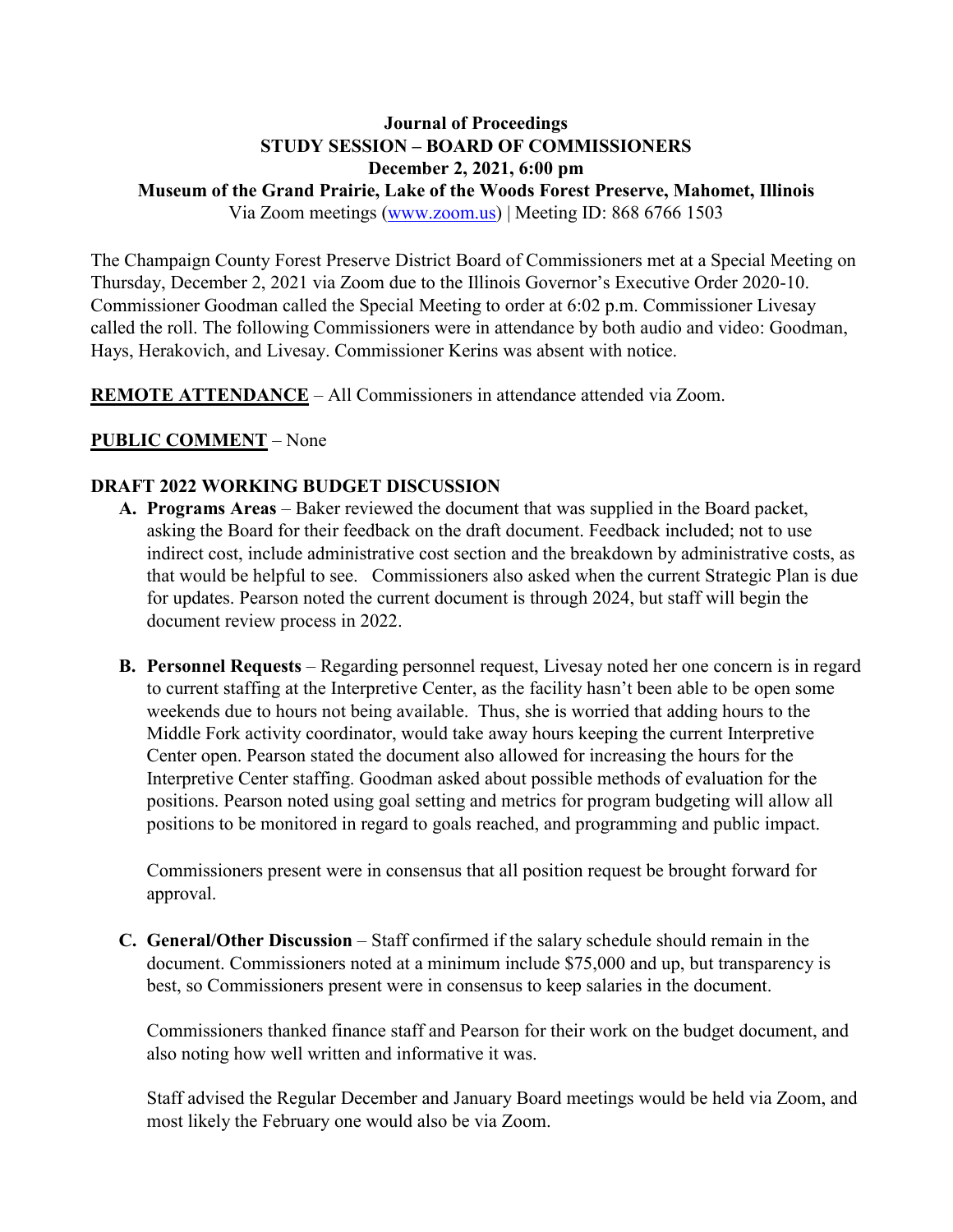**Journal of Proceedings**
**STUDY SESSION – BOARD OF COMMISSIONERS**
**December 2, 2021, 6:00 pm**
**Museum of the Grand Prairie, Lake of the Woods Forest Preserve, Mahomet, Illinois**
Via Zoom meetings (www.zoom.us) | Meeting ID: 868 6766 1503

The Champaign County Forest Preserve District Board of Commissioners met at a Special Meeting on Thursday, December 2, 2021 via Zoom due to the Illinois Governor's Executive Order 2020-10. Commissioner Goodman called the Special Meeting to order at 6:02 p.m. Commissioner Livesay called the roll. The following Commissioners were in attendance by both audio and video: Goodman, Hays, Herakovich, and Livesay. Commissioner Kerins was absent with notice.

**REMOTE ATTENDANCE** – All Commissioners in attendance attended via Zoom.

**PUBLIC COMMENT** – None

**DRAFT 2022 WORKING BUDGET DISCUSSION**

**A. Programs Areas** – Baker reviewed the document that was supplied in the Board packet, asking the Board for their feedback on the draft document. Feedback included; not to use indirect cost, include administrative cost section and the breakdown by administrative costs, as that would be helpful to see. Commissioners also asked when the current Strategic Plan is due for updates. Pearson noted the current document is through 2024, but staff will begin the document review process in 2022.

**B. Personnel Requests** – Regarding personnel request, Livesay noted her one concern is in regard to current staffing at the Interpretive Center, as the facility hasn't been able to be open some weekends due to hours not being available. Thus, she is worried that adding hours to the Middle Fork activity coordinator, would take away hours keeping the current Interpretive Center open. Pearson stated the document also allowed for increasing the hours for the Interpretive Center staffing. Goodman asked about possible methods of evaluation for the positions. Pearson noted using goal setting and metrics for program budgeting will allow all positions to be monitored in regard to goals reached, and programming and public impact.

Commissioners present were in consensus that all position request be brought forward for approval.

**C. General/Other Discussion** – Staff confirmed if the salary schedule should remain in the document. Commissioners noted at a minimum include $75,000 and up, but transparency is best, so Commissioners present were in consensus to keep salaries in the document.

Commissioners thanked finance staff and Pearson for their work on the budget document, and also noting how well written and informative it was.

Staff advised the Regular December and January Board meetings would be held via Zoom, and most likely the February one would also be via Zoom.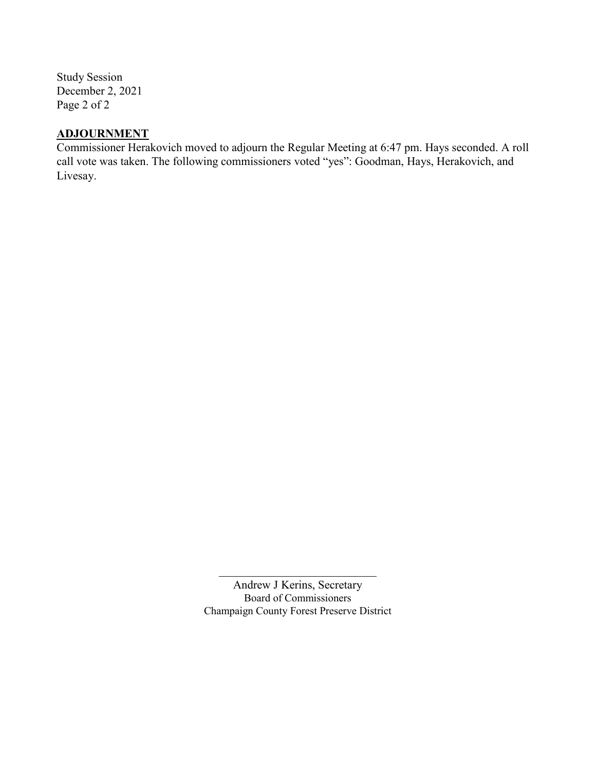## ADJOURNMENT

Commissioner Herakovich moved to adjourn the Regular Meeting at 6:47 pm. Hays seconded. A roll call vote was taken. The following commissioners voted "yes": Goodman, Hays, Herakovich, and Livesay.

\_\_\_\_\_\_\_\_\_\_\_\_\_\_\_\_\_\_\_\_\_\_\_\_\_\_\_\_

Andrew J Kerins, Secretary
Board of Commissioners
Champaign County Forest Preserve District